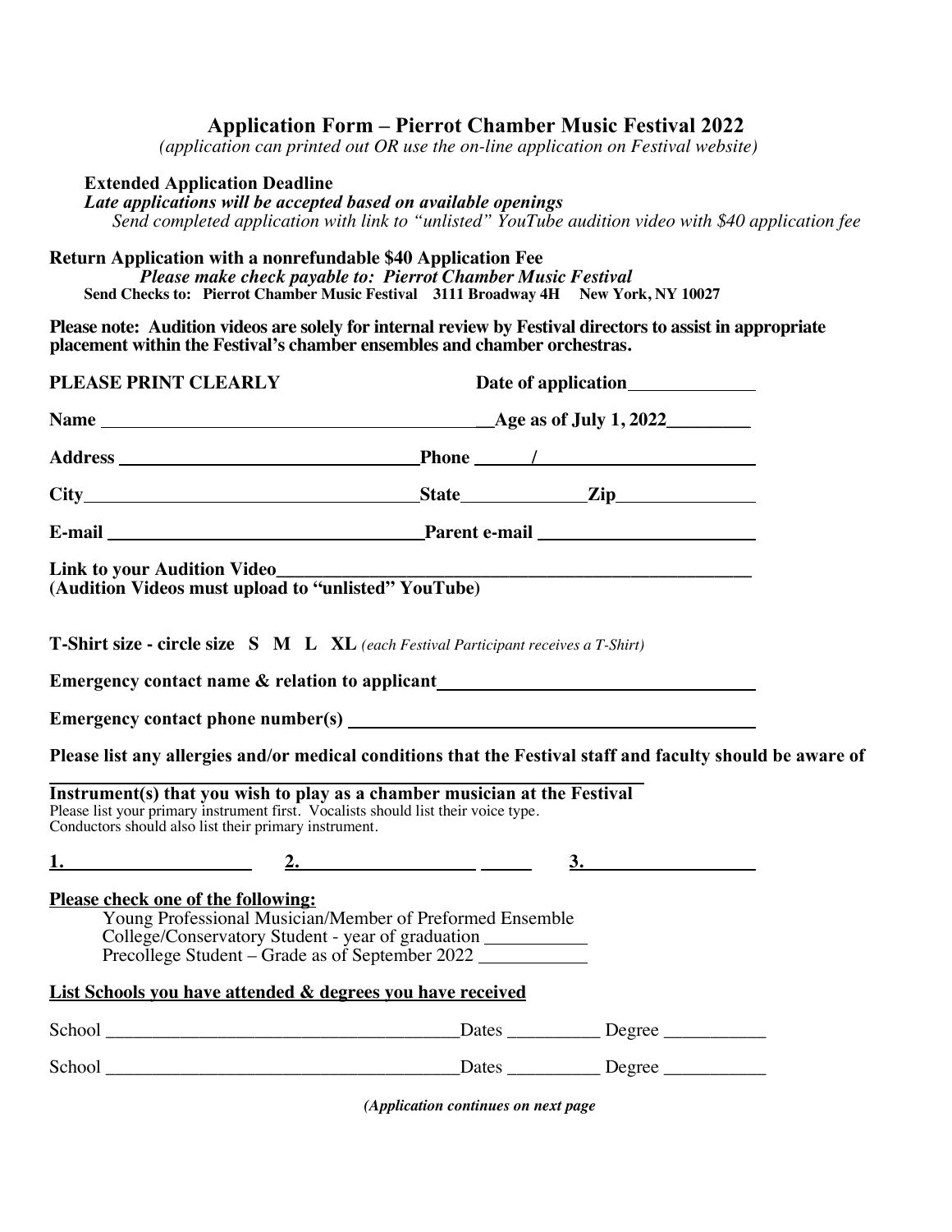## Application Form – Pierrot Chamber Music Festival 2022

*(application can printed out OR use the on-line application on Festival website)*

**Extended Application Deadline**

***Late applications will be accepted based on available openings***

*Send completed application with link to "unlisted" YouTube audition video with $40 application fee*

**Return Application with a nonrefundable $40 Application Fee**

***Please make check payable to: Pierrot Chamber Music Festival***

**Send Checks to: Pierrot Chamber Music Festival 3111 Broadway 4H New York, NY 10027**

**Please note: Audition videos are solely for internal review by Festival directors to assist in appropriate placement within the Festival's chamber ensembles and chamber orchestras.**

**PLEASE PRINT CLEARLY** **Date of application**______________

**Name** __________________________________________**Age as of July 1, 2022**_________

**Address** _________________________________**Phone** ______/________________________

**City**____________________________________**State**_____________**Zip**_______________

**E-mail** _________________________________**Parent e-mail** _______________________

**Link to your Audition Video**_____________________________________________________

**(Audition Videos must upload to "unlisted" YouTube)**

**T-Shirt size - circle size S M L XL** *(each Festival Participant receives a T-Shirt)*

**Emergency contact name & relation to applicant**___________________________________

**Emergency contact phone number(s)** ____________________________________________

**Please list any allergies and/or medical conditions that the Festival staff and faculty should be aware of**

____________________________________________________________________

**Instrument(s) that you wish to play as a chamber musician at the Festival**

Please list your primary instrument first. Vocalists should list their voice type.
Conductors should also list their primary instrument.

**1.**____________________ **2.**________________________ **3.**__________________

**Please check one of the following:**

Young Professional Musician/Member of Preformed Ensemble
College/Conservatory Student - year of graduation ___________
Precollege Student – Grade as of September 2022 ___________

**List Schools you have attended & degrees you have received**

School ______________________________________Dates __________ Degree ___________

School ______________________________________Dates __________ Degree ___________

***(Application continues on next page***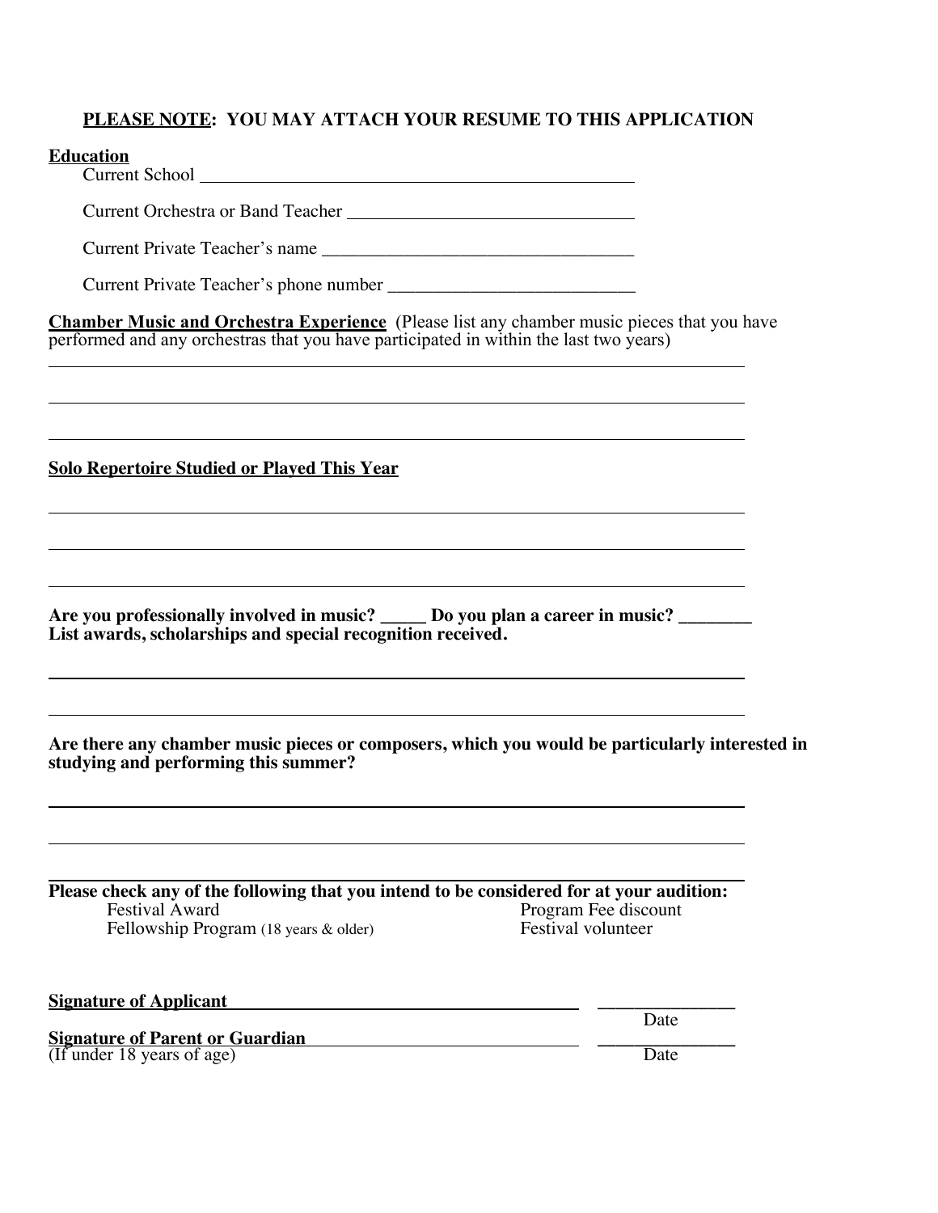**PLEASE NOTE: YOU MAY ATTACH YOUR RESUME TO THIS APPLICATION**

**Education**

Current School ______________________________________________

Current Orchestra or Band Teacher ______________________________

Current Private Teacher's name _________________________________

Current Private Teacher's phone number __________________________

**Chamber Music and Orchestra Experience** (Please list any chamber music pieces that you have performed and any orchestras that you have participated in within the last two years)

______________________________________________________________________

______________________________________________________________________

______________________________________________________________________

**Solo Repertoire Studied or Played This Year**

______________________________________________________________________

______________________________________________________________________

______________________________________________________________________

**Are you professionally involved in music? _____ Do you plan a career in music? ________**
**List awards, scholarships and special recognition received.**

______________________________________________________________________

______________________________________________________________________

**Are there any chamber music pieces or composers, which you would be particularly interested in studying and performing this summer?**

______________________________________________________________________

______________________________________________________________________

______________________________________________________________________

**Please check any of the following that you intend to be considered for at your audition:**

- Festival Award
- Fellowship Program (18 years & older)
- Program Fee discount
- Festival volunteer

**Signature of Applicant** ________________________________________ _______________
Date

**Signature of Parent or Guardian** _______________________________ _______________
(If under 18 years of age) Date